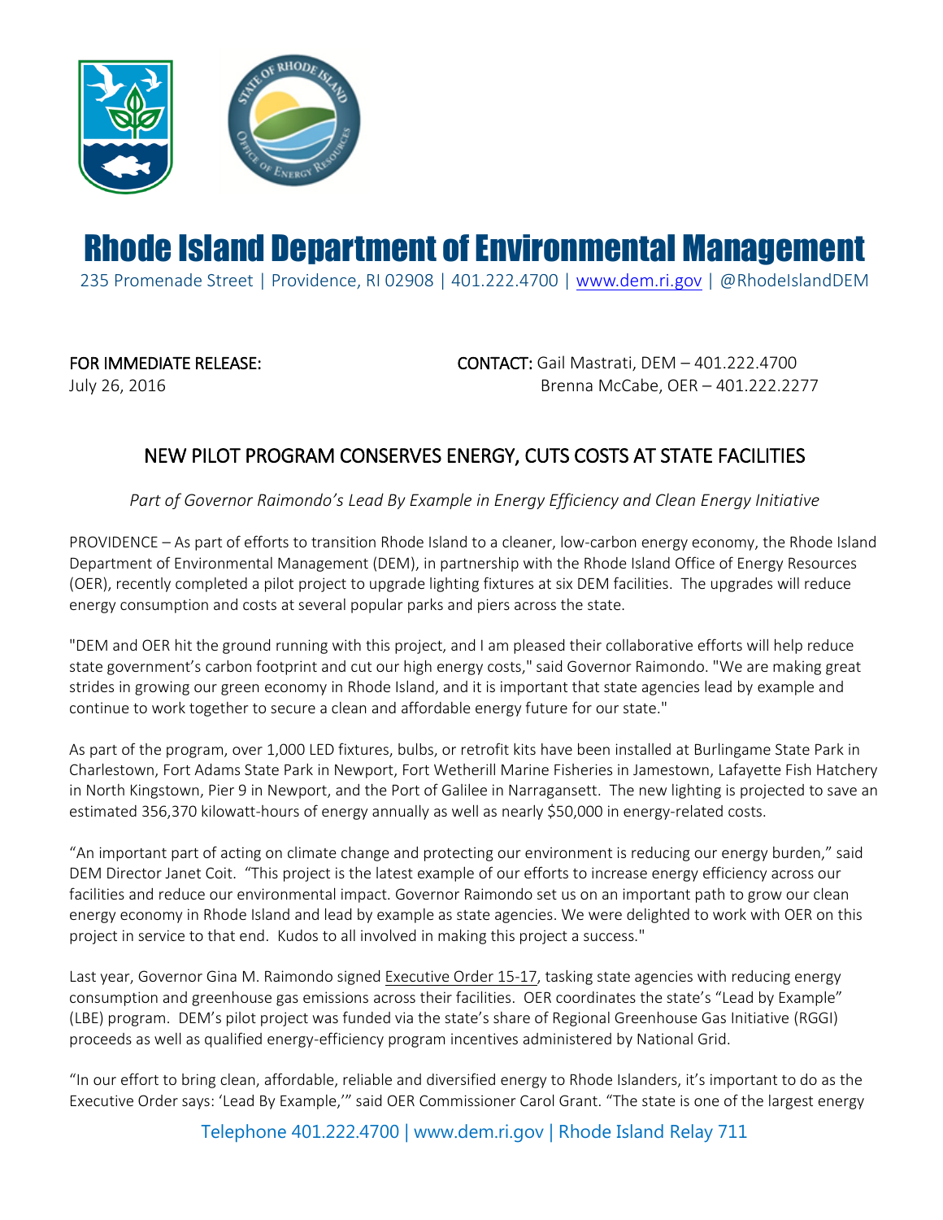# Rhode Island Department of Environmental Management

235 Promenade Street | Providence, RI 02908 | 401.222.4700 | www.dem.ri.gov | @RhodeIslandDEM

FOR IMMEDIATE RELEASE:
July 26, 2016

CONTACT: Gail Mastrati, DEM – 401.222.4700
Brenna McCabe, OER – 401.222.2277

## NEW PILOT PROGRAM CONSERVES ENERGY, CUTS COSTS AT STATE FACILITIES

*Part of Governor Raimondo's Lead By Example in Energy Efficiency and Clean Energy Initiative*

PROVIDENCE – As part of efforts to transition Rhode Island to a cleaner, low-carbon energy economy, the Rhode Island Department of Environmental Management (DEM), in partnership with the Rhode Island Office of Energy Resources (OER), recently completed a pilot project to upgrade lighting fixtures at six DEM facilities. The upgrades will reduce energy consumption and costs at several popular parks and piers across the state.

"DEM and OER hit the ground running with this project, and I am pleased their collaborative efforts will help reduce state government's carbon footprint and cut our high energy costs," said Governor Raimondo. "We are making great strides in growing our green economy in Rhode Island, and it is important that state agencies lead by example and continue to work together to secure a clean and affordable energy future for our state."

As part of the program, over 1,000 LED fixtures, bulbs, or retrofit kits have been installed at Burlingame State Park in Charlestown, Fort Adams State Park in Newport, Fort Wetherill Marine Fisheries in Jamestown, Lafayette Fish Hatchery in North Kingstown, Pier 9 in Newport, and the Port of Galilee in Narragansett. The new lighting is projected to save an estimated 356,370 kilowatt-hours of energy annually as well as nearly $50,000 in energy-related costs.

"An important part of acting on climate change and protecting our environment is reducing our energy burden," said DEM Director Janet Coit. "This project is the latest example of our efforts to increase energy efficiency across our facilities and reduce our environmental impact. Governor Raimondo set us on an important path to grow our clean energy economy in Rhode Island and lead by example as state agencies. We were delighted to work with OER on this project in service to that end. Kudos to all involved in making this project a success."

Last year, Governor Gina M. Raimondo signed Executive Order 15-17, tasking state agencies with reducing energy consumption and greenhouse gas emissions across their facilities. OER coordinates the state's "Lead by Example" (LBE) program. DEM's pilot project was funded via the state's share of Regional Greenhouse Gas Initiative (RGGI) proceeds as well as qualified energy-efficiency program incentives administered by National Grid.

"In our effort to bring clean, affordable, reliable and diversified energy to Rhode Islanders, it's important to do as the Executive Order says: 'Lead By Example,'" said OER Commissioner Carol Grant. "The state is one of the largest energy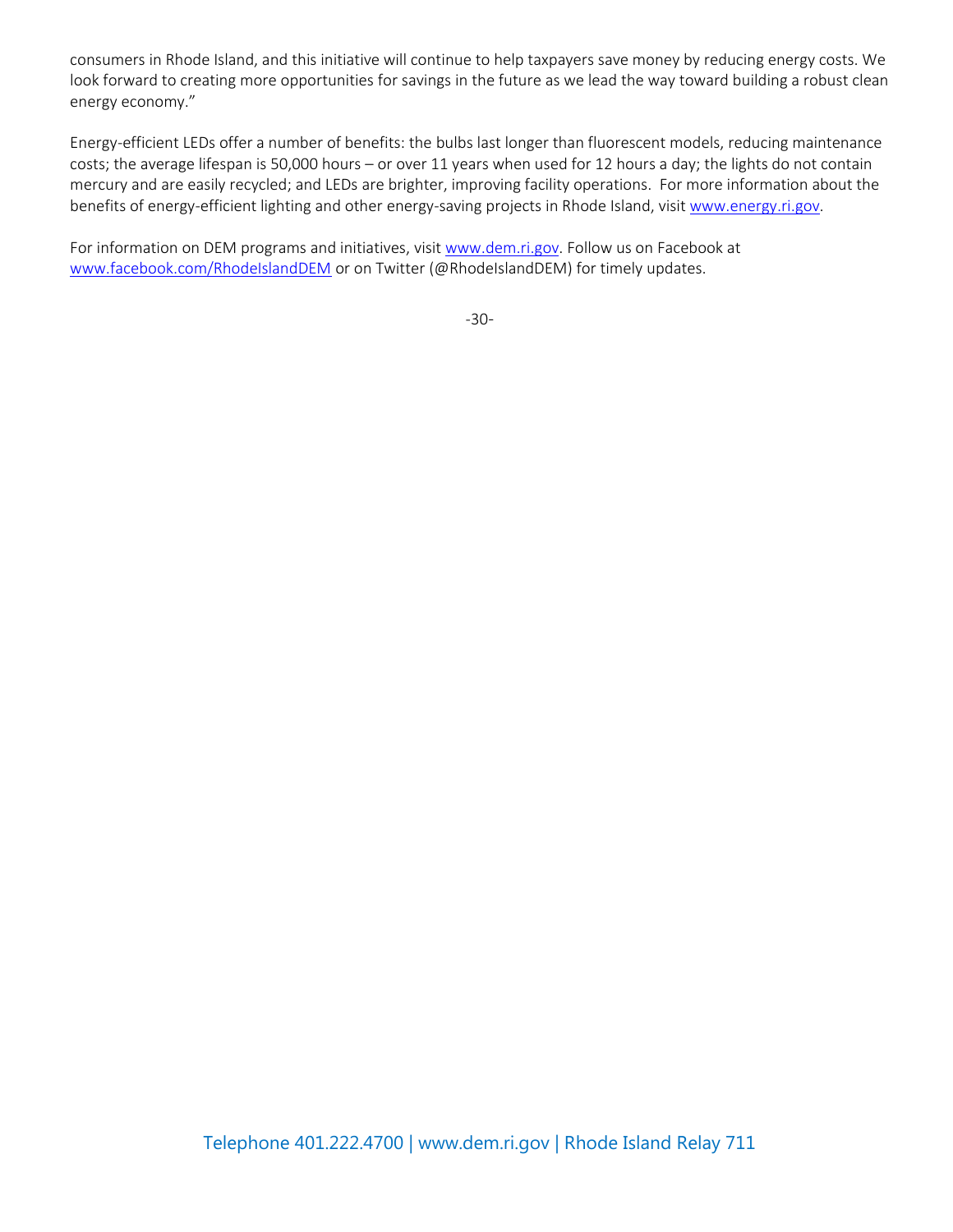consumers in Rhode Island, and this initiative will continue to help taxpayers save money by reducing energy costs. We look forward to creating more opportunities for savings in the future as we lead the way toward building a robust clean energy economy."

Energy-efficient LEDs offer a number of benefits: the bulbs last longer than fluorescent models, reducing maintenance costs; the average lifespan is 50,000 hours – or over 11 years when used for 12 hours a day; the lights do not contain mercury and are easily recycled; and LEDs are brighter, improving facility operations. For more information about the benefits of energy-efficient lighting and other energy-saving projects in Rhode Island, visit www.energy.ri.gov.

For information on DEM programs and initiatives, visit www.dem.ri.gov. Follow us on Facebook at www.facebook.com/RhodeIslandDEM or on Twitter (@RhodeIslandDEM) for timely updates.

-30-

Telephone 401.222.4700 | www.dem.ri.gov | Rhode Island Relay 711